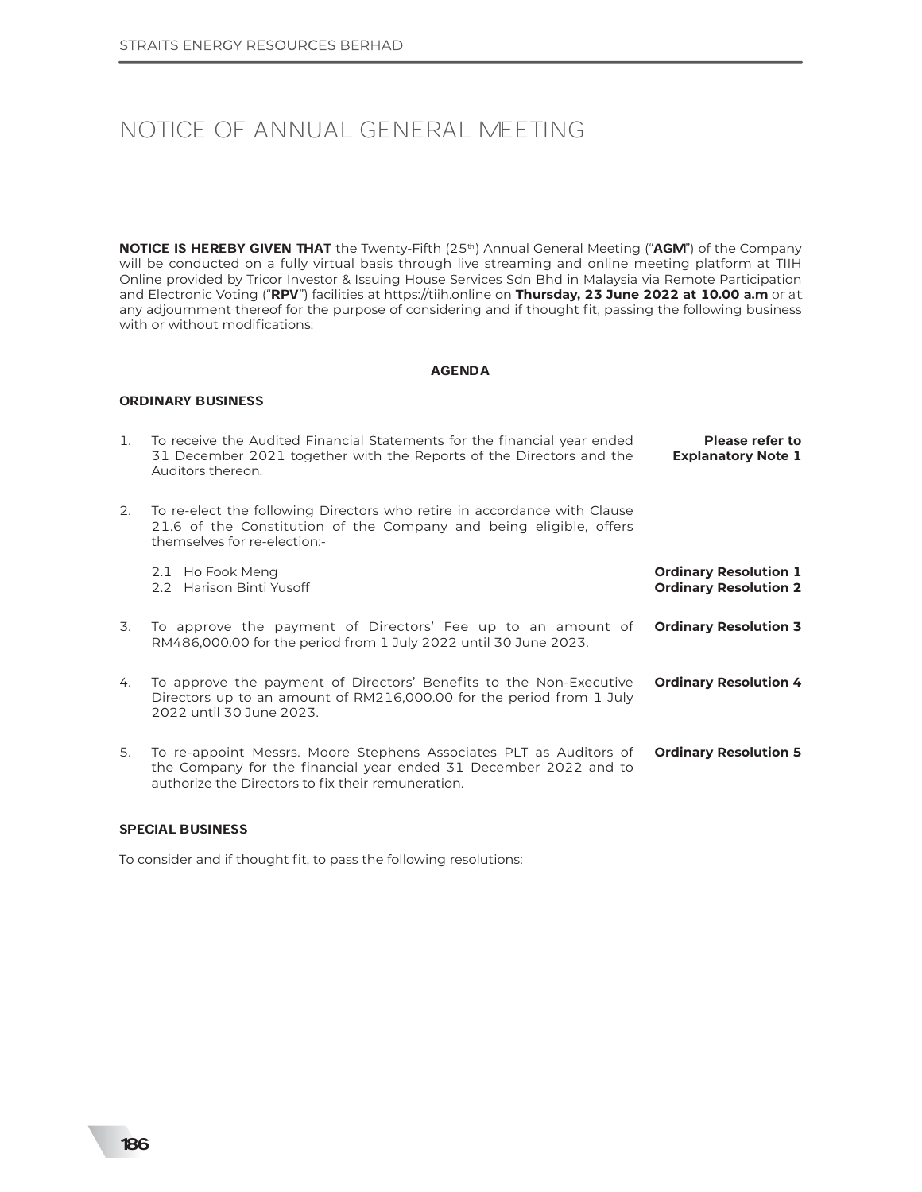# NOTICE OF ANNUAL GENERAL MEETING

**NOTICE IS HEREBY GIVEN THAT** the Twenty-Fifth (25th) Annual General Meeting ("**AGM**") of the Company will be conducted on a fully virtual basis through live streaming and online meeting platform at TIIH Online provided by Tricor Investor & Issuing House Services Sdn Bhd in Malaysia via Remote Participation and Electronic Voting ("**RPV**") facilities at https://tiih.online on **Thursday, 23 June 2022 at 10.00 a.m** or at any adjournment thereof for the purpose of considering and if thought fit, passing the following business with or without modifications:

**AGENDA**

**ORDINARY BUSINESS**

1. To receive the Audited Financial Statements for the financial year ended 31 December 2021 together with the Reports of the Directors and the Auditors thereon. — **Please refer to Explanatory Note 1**

2. To re-elect the following Directors who retire in accordance with Clause 21.6 of the Constitution of the Company and being eligible, offers themselves for re-election:-

   2.1 Ho Fook Meng — **Ordinary Resolution 1**
   2.2 Harison Binti Yusoff — **Ordinary Resolution 2**

3. To approve the payment of Directors' Fee up to an amount of RM486,000.00 for the period from 1 July 2022 until 30 June 2023. — **Ordinary Resolution 3**

4. To approve the payment of Directors' Benefits to the Non-Executive Directors up to an amount of RM216,000.00 for the period from 1 July 2022 until 30 June 2023. — **Ordinary Resolution 4**

5. To re-appoint Messrs. Moore Stephens Associates PLT as Auditors of the Company for the financial year ended 31 December 2022 and to authorize the Directors to fix their remuneration. — **Ordinary Resolution 5**

**SPECIAL BUSINESS**

To consider and if thought fit, to pass the following resolutions: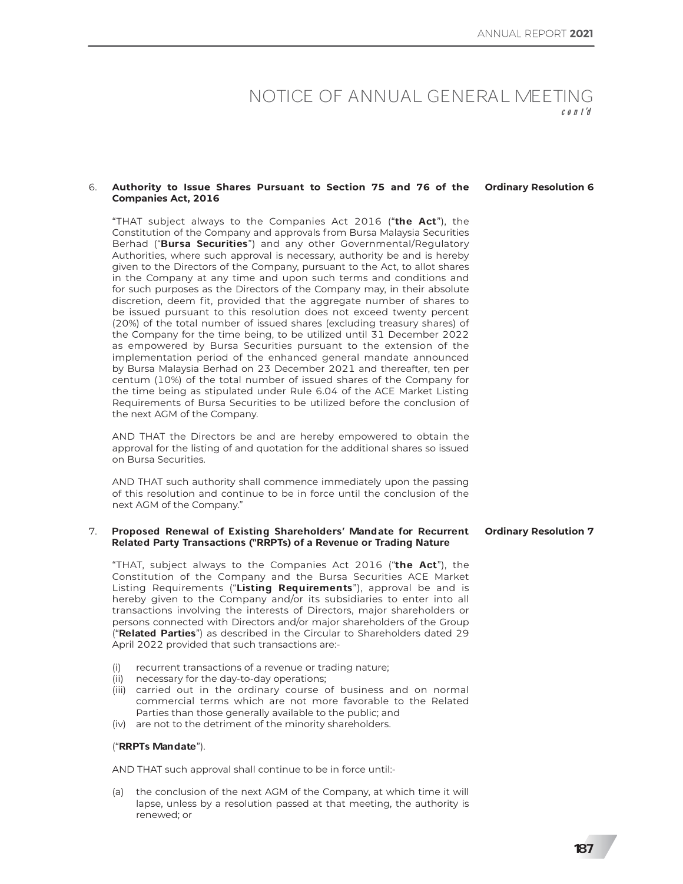# NOTICE OF ANNUAL GENERAL MEETING

*cont'd*

6. **Authority to Issue Shares Pursuant to Section 75 and 76 of the Companies Act, 2016** — **Ordinary Resolution 6**

   "THAT subject always to the Companies Act 2016 ("**the Act**"), the Constitution of the Company and approvals from Bursa Malaysia Securities Berhad ("**Bursa Securities**") and any other Governmental/Regulatory Authorities, where such approval is necessary, authority be and is hereby given to the Directors of the Company, pursuant to the Act, to allot shares in the Company at any time and upon such terms and conditions and for such purposes as the Directors of the Company may, in their absolute discretion, deem fit, provided that the aggregate number of shares to be issued pursuant to this resolution does not exceed twenty percent (20%) of the total number of issued shares (excluding treasury shares) of the Company for the time being, to be utilized until 31 December 2022 as empowered by Bursa Securities pursuant to the extension of the implementation period of the enhanced general mandate announced by Bursa Malaysia Berhad on 23 December 2021 and thereafter, ten per centum (10%) of the total number of issued shares of the Company for the time being as stipulated under Rule 6.04 of the ACE Market Listing Requirements of Bursa Securities to be utilized before the conclusion of the next AGM of the Company.

   AND THAT the Directors be and are hereby empowered to obtain the approval for the listing of and quotation for the additional shares so issued on Bursa Securities.

   AND THAT such authority shall commence immediately upon the passing of this resolution and continue to be in force until the conclusion of the next AGM of the Company."

7. **Proposed Renewal of Existing Shareholders' Mandate for Recurrent Related Party Transactions ("RRPTs) of a Revenue or Trading Nature** — **Ordinary Resolution 7**

   "THAT, subject always to the Companies Act 2016 ("**the Act**"), the Constitution of the Company and the Bursa Securities ACE Market Listing Requirements ("**Listing Requirements**"), approval be and is hereby given to the Company and/or its subsidiaries to enter into all transactions involving the interests of Directors, major shareholders or persons connected with Directors and/or major shareholders of the Group ("**Related Parties**") as described in the Circular to Shareholders dated 29 April 2022 provided that such transactions are:-

   (i) recurrent transactions of a revenue or trading nature;
   (ii) necessary for the day-to-day operations;
   (iii) carried out in the ordinary course of business and on normal commercial terms which are not more favorable to the Related Parties than those generally available to the public; and
   (iv) are not to the detriment of the minority shareholders.

   ("**RRPTs Mandate**").

   AND THAT such approval shall continue to be in force until:-

   (a) the conclusion of the next AGM of the Company, at which time it will lapse, unless by a resolution passed at that meeting, the authority is renewed; or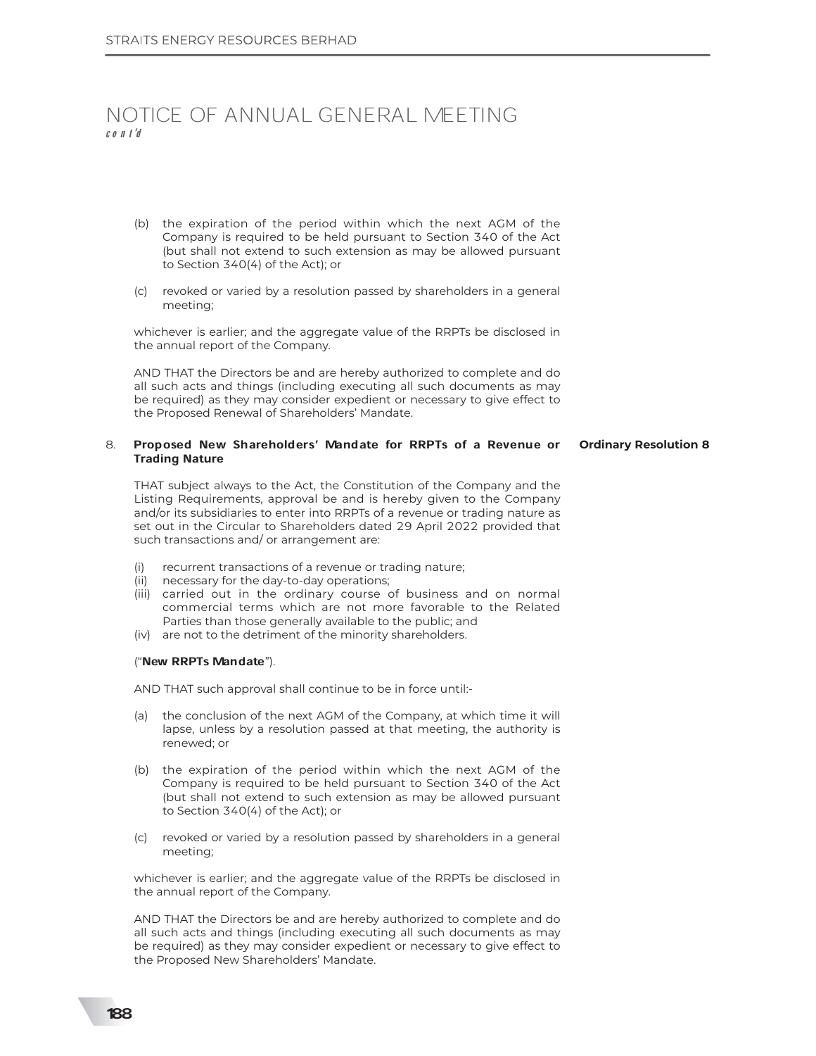# NOTICE OF ANNUAL GENERAL MEETING

*cont'd*

(b) the expiration of the period within which the next AGM of the Company is required to be held pursuant to Section 340 of the Act (but shall not extend to such extension as may be allowed pursuant to Section 340(4) of the Act); or

(c) revoked or varied by a resolution passed by shareholders in a general meeting;

whichever is earlier; and the aggregate value of the RRPTs be disclosed in the annual report of the Company.

AND THAT the Directors be and are hereby authorized to complete and do all such acts and things (including executing all such documents as may be required) as they may consider expedient or necessary to give effect to the Proposed Renewal of Shareholders' Mandate.

8. **Proposed New Shareholders' Mandate for RRPTs of a Revenue or Trading Nature** — **Ordinary Resolution 8**

THAT subject always to the Act, the Constitution of the Company and the Listing Requirements, approval be and is hereby given to the Company and/or its subsidiaries to enter into RRPTs of a revenue or trading nature as set out in the Circular to Shareholders dated 29 April 2022 provided that such transactions and/ or arrangement are:

(i) recurrent transactions of a revenue or trading nature;
(ii) necessary for the day-to-day operations;
(iii) carried out in the ordinary course of business and on normal commercial terms which are not more favorable to the Related Parties than those generally available to the public; and
(iv) are not to the detriment of the minority shareholders.

("**New RRPTs Mandate**").

AND THAT such approval shall continue to be in force until:-

(a) the conclusion of the next AGM of the Company, at which time it will lapse, unless by a resolution passed at that meeting, the authority is renewed; or

(b) the expiration of the period within which the next AGM of the Company is required to be held pursuant to Section 340 of the Act (but shall not extend to such extension as may be allowed pursuant to Section 340(4) of the Act); or

(c) revoked or varied by a resolution passed by shareholders in a general meeting;

whichever is earlier; and the aggregate value of the RRPTs be disclosed in the annual report of the Company.

AND THAT the Directors be and are hereby authorized to complete and do all such acts and things (including executing all such documents as may be required) as they may consider expedient or necessary to give effect to the Proposed New Shareholders' Mandate.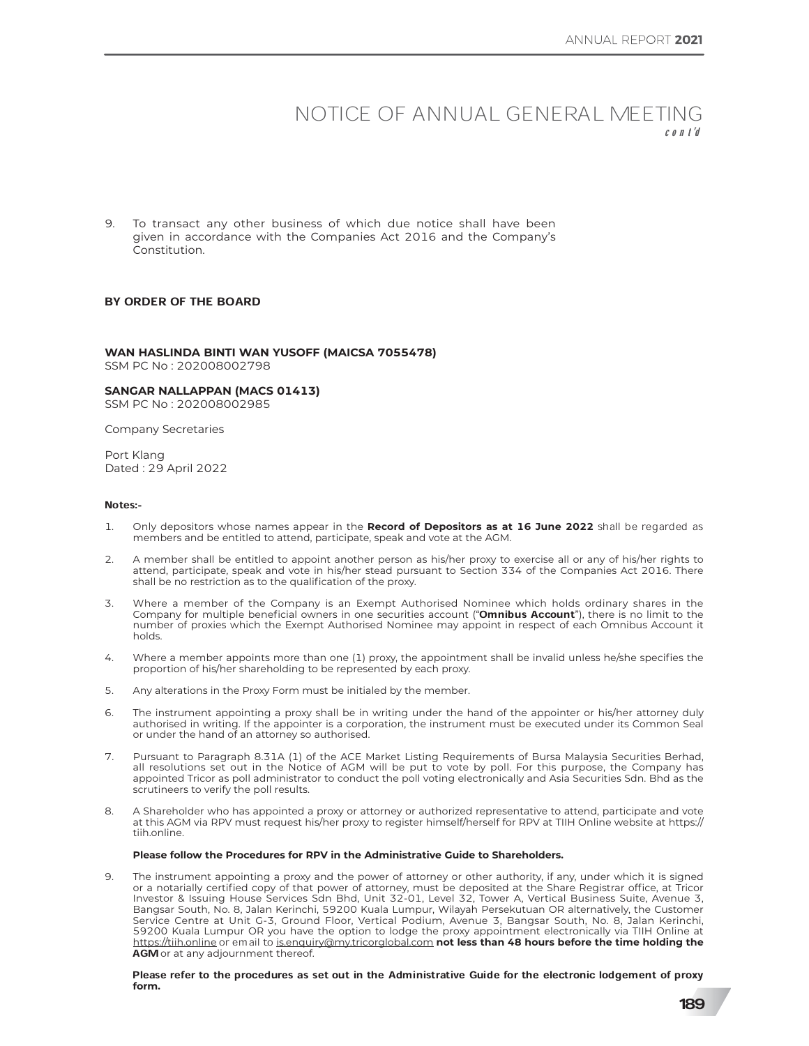# NOTICE OF ANNUAL GENERAL MEETING
*cont'd*

9. To transact any other business of which due notice shall have been given in accordance with the Companies Act 2016 and the Company's Constitution.

**BY ORDER OF THE BOARD**

**WAN HASLINDA BINTI WAN YUSOFF (MAICSA 7055478)**
SSM PC No : 202008002798

**SANGAR NALLAPPAN (MACS 01413)**
SSM PC No : 202008002985

Company Secretaries

Port Klang
Dated : 29 April 2022

**Notes:-**

1. Only depositors whose names appear in the **Record of Depositors as at 16 June 2022** shall be regarded as members and be entitled to attend, participate, speak and vote at the AGM.

2. A member shall be entitled to appoint another person as his/her proxy to exercise all or any of his/her rights to attend, participate, speak and vote in his/her stead pursuant to Section 334 of the Companies Act 2016. There shall be no restriction as to the qualification of the proxy.

3. Where a member of the Company is an Exempt Authorised Nominee which holds ordinary shares in the Company for multiple beneficial owners in one securities account ("**Omnibus Account**"), there is no limit to the number of proxies which the Exempt Authorised Nominee may appoint in respect of each Omnibus Account it holds.

4. Where a member appoints more than one (1) proxy, the appointment shall be invalid unless he/she specifies the proportion of his/her shareholding to be represented by each proxy.

5. Any alterations in the Proxy Form must be initialed by the member.

6. The instrument appointing a proxy shall be in writing under the hand of the appointer or his/her attorney duly authorised in writing. If the appointer is a corporation, the instrument must be executed under its Common Seal or under the hand of an attorney so authorised.

7. Pursuant to Paragraph 8.31A (1) of the ACE Market Listing Requirements of Bursa Malaysia Securities Berhad, all resolutions set out in the Notice of AGM will be put to vote by poll. For this purpose, the Company has appointed Tricor as poll administrator to conduct the poll voting electronically and Asia Securities Sdn. Bhd as the scrutineers to verify the poll results.

8. A Shareholder who has appointed a proxy or attorney or authorized representative to attend, participate and vote at this AGM via RPV must request his/her proxy to register himself/herself for RPV at TIIH Online website at https://tiih.online.

   **Please follow the Procedures for RPV in the Administrative Guide to Shareholders.**

9. The instrument appointing a proxy and the power of attorney or other authority, if any, under which it is signed or a notarially certified copy of that power of attorney, must be deposited at the Share Registrar office, at Tricor Investor & Issuing House Services Sdn Bhd, Unit 32-01, Level 32, Tower A, Vertical Business Suite, Avenue 3, Bangsar South, No. 8, Jalan Kerinchi, 59200 Kuala Lumpur, Wilayah Persekutuan OR alternatively, the Customer Service Centre at Unit G-3, Ground Floor, Vertical Podium, Avenue 3, Bangsar South, No. 8, Jalan Kerinchi, 59200 Kuala Lumpur OR you have the option to lodge the proxy appointment electronically via TIIH Online at https://tiih.online or email to is.enquiry@my.tricorglobal.com **not less than 48 hours before the time holding the AGM** or at any adjournment thereof.

   **Please refer to the procedures as set out in the Administrative Guide for the electronic lodgement of proxy form.**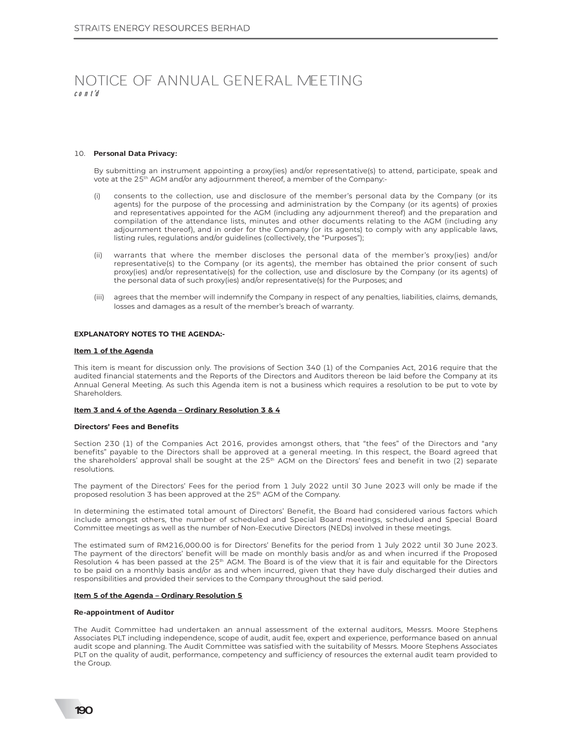# NOTICE OF ANNUAL GENERAL MEETING
*cont'd*

10. **Personal Data Privacy:**

    By submitting an instrument appointing a proxy(ies) and/or representative(s) to attend, participate, speak and vote at the 25th AGM and/or any adjournment thereof, a member of the Company:-

    (i) consents to the collection, use and disclosure of the member's personal data by the Company (or its agents) for the purpose of the processing and administration by the Company (or its agents) of proxies and representatives appointed for the AGM (including any adjournment thereof) and the preparation and compilation of the attendance lists, minutes and other documents relating to the AGM (including any adjournment thereof), and in order for the Company (or its agents) to comply with any applicable laws, listing rules, regulations and/or guidelines (collectively, the "Purposes");

    (ii) warrants that where the member discloses the personal data of the member's proxy(ies) and/or representative(s) to the Company (or its agents), the member has obtained the prior consent of such proxy(ies) and/or representative(s) for the collection, use and disclosure by the Company (or its agents) of the personal data of such proxy(ies) and/or representative(s) for the Purposes; and

    (iii) agrees that the member will indemnify the Company in respect of any penalties, liabilities, claims, demands, losses and damages as a result of the member's breach of warranty.

**EXPLANATORY NOTES TO THE AGENDA:-**

**Item 1 of the Agenda**

This item is meant for discussion only. The provisions of Section 340 (1) of the Companies Act, 2016 require that the audited financial statements and the Reports of the Directors and Auditors thereon be laid before the Company at its Annual General Meeting. As such this Agenda item is not a business which requires a resolution to be put to vote by Shareholders.

**Item 3 and 4 of the Agenda – Ordinary Resolution 3 & 4**

**Directors' Fees and Benefits**

Section 230 (1) of the Companies Act 2016, provides amongst others, that "the fees" of the Directors and "any benefits" payable to the Directors shall be approved at a general meeting. In this respect, the Board agreed that the shareholders' approval shall be sought at the 25th AGM on the Directors' fees and benefit in two (2) separate resolutions.

The payment of the Directors' Fees for the period from 1 July 2022 until 30 June 2023 will only be made if the proposed resolution 3 has been approved at the 25th AGM of the Company.

In determining the estimated total amount of Directors' Benefit, the Board had considered various factors which include amongst others, the number of scheduled and Special Board meetings, scheduled and Special Board Committee meetings as well as the number of Non-Executive Directors (NEDs) involved in these meetings.

The estimated sum of RM216,000.00 is for Directors' Benefits for the period from 1 July 2022 until 30 June 2023. The payment of the directors' benefit will be made on monthly basis and/or as and when incurred if the Proposed Resolution 4 has been passed at the 25th AGM. The Board is of the view that it is fair and equitable for the Directors to be paid on a monthly basis and/or as and when incurred, given that they have duly discharged their duties and responsibilities and provided their services to the Company throughout the said period.

**Item 5 of the Agenda – Ordinary Resolution 5**

**Re-appointment of Auditor**

The Audit Committee had undertaken an annual assessment of the external auditors, Messrs. Moore Stephens Associates PLT including independence, scope of audit, audit fee, expert and experience, performance based on annual audit scope and planning. The Audit Committee was satisfied with the suitability of Messrs. Moore Stephens Associates PLT on the quality of audit, performance, competency and sufficiency of resources the external audit team provided to the Group.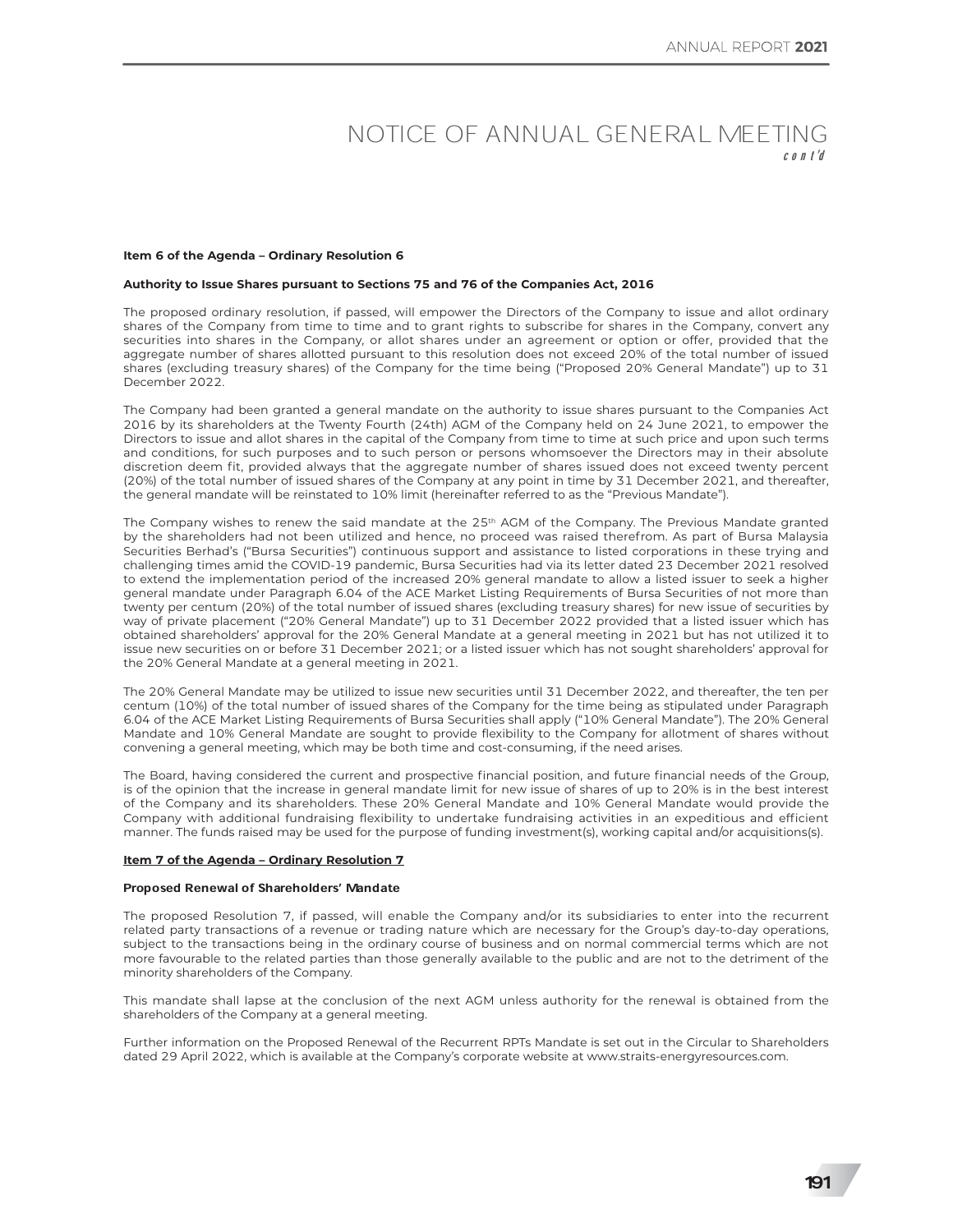# NOTICE OF ANNUAL GENERAL MEETING
*cont'd*

**Item 6 of the Agenda – Ordinary Resolution 6**

**Authority to Issue Shares pursuant to Sections 75 and 76 of the Companies Act, 2016**

The proposed ordinary resolution, if passed, will empower the Directors of the Company to issue and allot ordinary shares of the Company from time to time and to grant rights to subscribe for shares in the Company, convert any securities into shares in the Company, or allot shares under an agreement or option or offer, provided that the aggregate number of shares allotted pursuant to this resolution does not exceed 20% of the total number of issued shares (excluding treasury shares) of the Company for the time being ("Proposed 20% General Mandate") up to 31 December 2022.

The Company had been granted a general mandate on the authority to issue shares pursuant to the Companies Act 2016 by its shareholders at the Twenty Fourth (24th) AGM of the Company held on 24 June 2021, to empower the Directors to issue and allot shares in the capital of the Company from time to time at such price and upon such terms and conditions, for such purposes and to such person or persons whomsoever the Directors may in their absolute discretion deem fit, provided always that the aggregate number of shares issued does not exceed twenty percent (20%) of the total number of issued shares of the Company at any point in time by 31 December 2021, and thereafter, the general mandate will be reinstated to 10% limit (hereinafter referred to as the "Previous Mandate").

The Company wishes to renew the said mandate at the 25th AGM of the Company. The Previous Mandate granted by the shareholders had not been utilized and hence, no proceed was raised therefrom. As part of Bursa Malaysia Securities Berhad's ("Bursa Securities") continuous support and assistance to listed corporations in these trying and challenging times amid the COVID-19 pandemic, Bursa Securities had via its letter dated 23 December 2021 resolved to extend the implementation period of the increased 20% general mandate to allow a listed issuer to seek a higher general mandate under Paragraph 6.04 of the ACE Market Listing Requirements of Bursa Securities of not more than twenty per centum (20%) of the total number of issued shares (excluding treasury shares) for new issue of securities by way of private placement ("20% General Mandate") up to 31 December 2022 provided that a listed issuer which has obtained shareholders' approval for the 20% General Mandate at a general meeting in 2021 but has not utilized it to issue new securities on or before 31 December 2021; or a listed issuer which has not sought shareholders' approval for the 20% General Mandate at a general meeting in 2021.

The 20% General Mandate may be utilized to issue new securities until 31 December 2022, and thereafter, the ten per centum (10%) of the total number of issued shares of the Company for the time being as stipulated under Paragraph 6.04 of the ACE Market Listing Requirements of Bursa Securities shall apply ("10% General Mandate"). The 20% General Mandate and 10% General Mandate are sought to provide flexibility to the Company for allotment of shares without convening a general meeting, which may be both time and cost-consuming, if the need arises.

The Board, having considered the current and prospective financial position, and future financial needs of the Group, is of the opinion that the increase in general mandate limit for new issue of shares of up to 20% is in the best interest of the Company and its shareholders. These 20% General Mandate and 10% General Mandate would provide the Company with additional fundraising flexibility to undertake fundraising activities in an expeditious and efficient manner. The funds raised may be used for the purpose of funding investment(s), working capital and/or acquisitions(s).

**Item 7 of the Agenda – Ordinary Resolution 7**

**Proposed Renewal of Shareholders' Mandate**

The proposed Resolution 7, if passed, will enable the Company and/or its subsidiaries to enter into the recurrent related party transactions of a revenue or trading nature which are necessary for the Group's day-to-day operations, subject to the transactions being in the ordinary course of business and on normal commercial terms which are not more favourable to the related parties than those generally available to the public and are not to the detriment of the minority shareholders of the Company.

This mandate shall lapse at the conclusion of the next AGM unless authority for the renewal is obtained from the shareholders of the Company at a general meeting.

Further information on the Proposed Renewal of the Recurrent RPTs Mandate is set out in the Circular to Shareholders dated 29 April 2022, which is available at the Company's corporate website at www.straits-energyresources.com.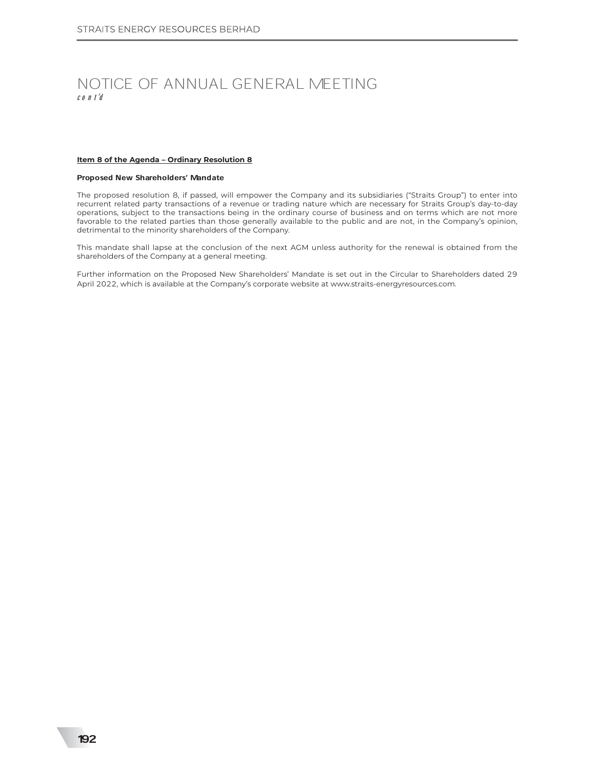# NOTICE OF ANNUAL GENERAL MEETING

*cont'd*

**Item 8 of the Agenda – Ordinary Resolution 8**

**Proposed New Shareholders' Mandate**

The proposed resolution 8, if passed, will empower the Company and its subsidiaries ("Straits Group") to enter into recurrent related party transactions of a revenue or trading nature which are necessary for Straits Group's day-to-day operations, subject to the transactions being in the ordinary course of business and on terms which are not more favorable to the related parties than those generally available to the public and are not, in the Company's opinion, detrimental to the minority shareholders of the Company.

This mandate shall lapse at the conclusion of the next AGM unless authority for the renewal is obtained from the shareholders of the Company at a general meeting.

Further information on the Proposed New Shareholders' Mandate is set out in the Circular to Shareholders dated 29 April 2022, which is available at the Company's corporate website at www.straits-energyresources.com.